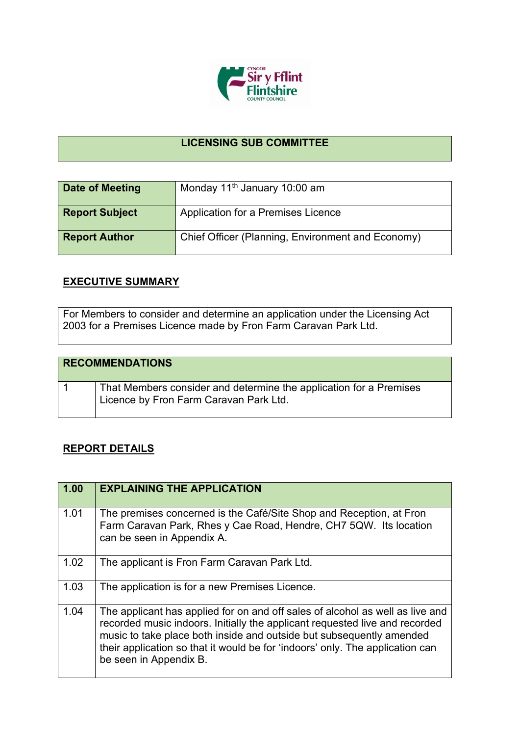# LICENSING SUB COMMITTEE

| Date of Meeting | Monday 11th January 10:00 am |
|---|---|
| Report Subject | Application for a Premises Licence |
| Report Author | Chief Officer (Planning, Environment and Economy) |

## EXECUTIVE SUMMARY

For Members to consider and determine an application under the Licensing Act 2003 for a Premises Licence made by Fron Farm Caravan Park Ltd.

| RECOMMENDATIONS | |
|---|---|
| 1 | That Members consider and determine the application for a Premises Licence by Fron Farm Caravan Park Ltd. |

## REPORT DETAILS

| 1.00 | EXPLAINING THE APPLICATION |
|---|---|
| 1.01 | The premises concerned is the Café/Site Shop and Reception, at Fron Farm Caravan Park, Rhes y Cae Road, Hendre, CH7 5QW. Its location can be seen in Appendix A. |
| 1.02 | The applicant is Fron Farm Caravan Park Ltd. |
| 1.03 | The application is for a new Premises Licence. |
| 1.04 | The applicant has applied for on and off sales of alcohol as well as live and recorded music indoors. Initially the applicant requested live and recorded music to take place both inside and outside but subsequently amended their application so that it would be for 'indoors' only. The application can be seen in Appendix B. |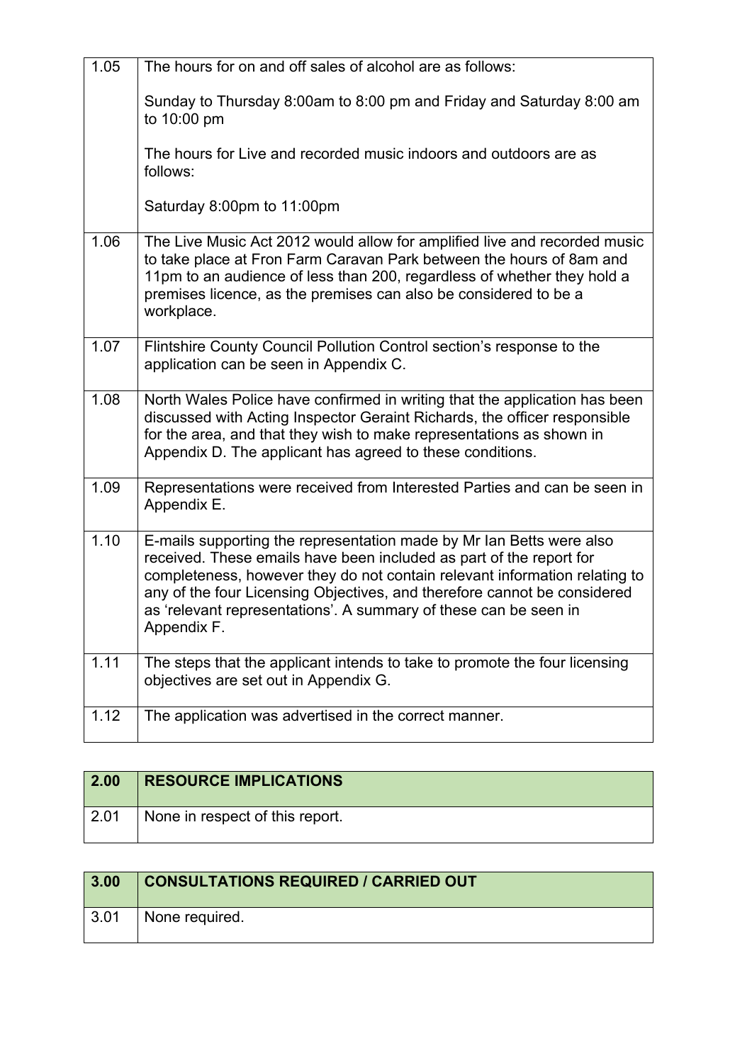| | |
|---|---|
| 1.05 | The hours for on and off sales of alcohol are as follows:<br><br>Sunday to Thursday 8:00am to 8:00 pm and Friday and Saturday 8:00 am to 10:00 pm<br><br>The hours for Live and recorded music indoors and outdoors are as follows:<br><br>Saturday 8:00pm to 11:00pm |
| 1.06 | The Live Music Act 2012 would allow for amplified live and recorded music to take place at Fron Farm Caravan Park between the hours of 8am and 11pm to an audience of less than 200, regardless of whether they hold a premises licence, as the premises can also be considered to be a workplace. |
| 1.07 | Flintshire County Council Pollution Control section's response to the application can be seen in Appendix C. |
| 1.08 | North Wales Police have confirmed in writing that the application has been discussed with Acting Inspector Geraint Richards, the officer responsible for the area, and that they wish to make representations as shown in Appendix D. The applicant has agreed to these conditions. |
| 1.09 | Representations were received from Interested Parties and can be seen in Appendix E. |
| 1.10 | E-mails supporting the representation made by Mr Ian Betts were also received. These emails have been included as part of the report for completeness, however they do not contain relevant information relating to any of the four Licensing Objectives, and therefore cannot be considered as 'relevant representations'. A summary of these can be seen in Appendix F. |
| 1.11 | The steps that the applicant intends to take to promote the four licensing objectives are set out in Appendix G. |
| 1.12 | The application was advertised in the correct manner. |

| **2.00** | **RESOURCE IMPLICATIONS** |
|---|---|
| 2.01 | None in respect of this report. |

| **3.00** | **CONSULTATIONS REQUIRED / CARRIED OUT** |
|---|---|
| 3.01 | None required. |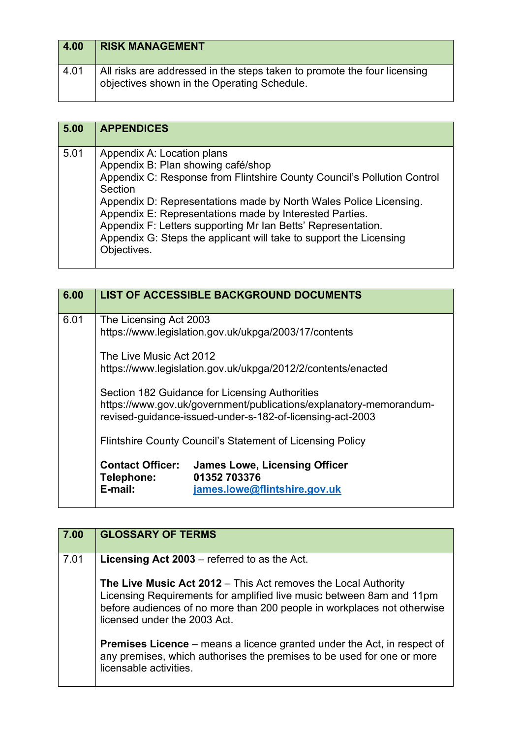| 4.00 | **RISK MANAGEMENT** |
|---|---|
| 4.01 | All risks are addressed in the steps taken to promote the four licensing objectives shown in the Operating Schedule. |

| 5.00 | **APPENDICES** |
|---|---|
| 5.01 | Appendix A: Location plans<br>Appendix B: Plan showing café/shop<br>Appendix C: Response from Flintshire County Council's Pollution Control Section<br>Appendix D: Representations made by North Wales Police Licensing.<br>Appendix E: Representations made by Interested Parties.<br>Appendix F: Letters supporting Mr Ian Betts' Representation.<br>Appendix G: Steps the applicant will take to support the Licensing Objectives. |

| 6.00 | **LIST OF ACCESSIBLE BACKGROUND DOCUMENTS** |
|---|---|
| 6.01 | The Licensing Act 2003<br>https://www.legislation.gov.uk/ukpga/2003/17/contents<br><br>The Live Music Act 2012<br>https://www.legislation.gov.uk/ukpga/2012/2/contents/enacted<br><br>Section 182 Guidance for Licensing Authorities<br>https://www.gov.uk/government/publications/explanatory-memorandum-revised-guidance-issued-under-s-182-of-licensing-act-2003<br><br>Flintshire County Council's Statement of Licensing Policy<br><br>**Contact Officer:** **James Lowe, Licensing Officer**<br>**Telephone:** **01352 703376**<br>**E-mail:** **james.lowe@flintshire.gov.uk** |

| 7.00 | **GLOSSARY OF TERMS** |
|---|---|
| 7.01 | **Licensing Act 2003** – referred to as the Act.<br><br>**The Live Music Act 2012** – This Act removes the Local Authority Licensing Requirements for amplified live music between 8am and 11pm before audiences of no more than 200 people in workplaces not otherwise licensed under the 2003 Act.<br><br>**Premises Licence** – means a licence granted under the Act, in respect of any premises, which authorises the premises to be used for one or more licensable activities. |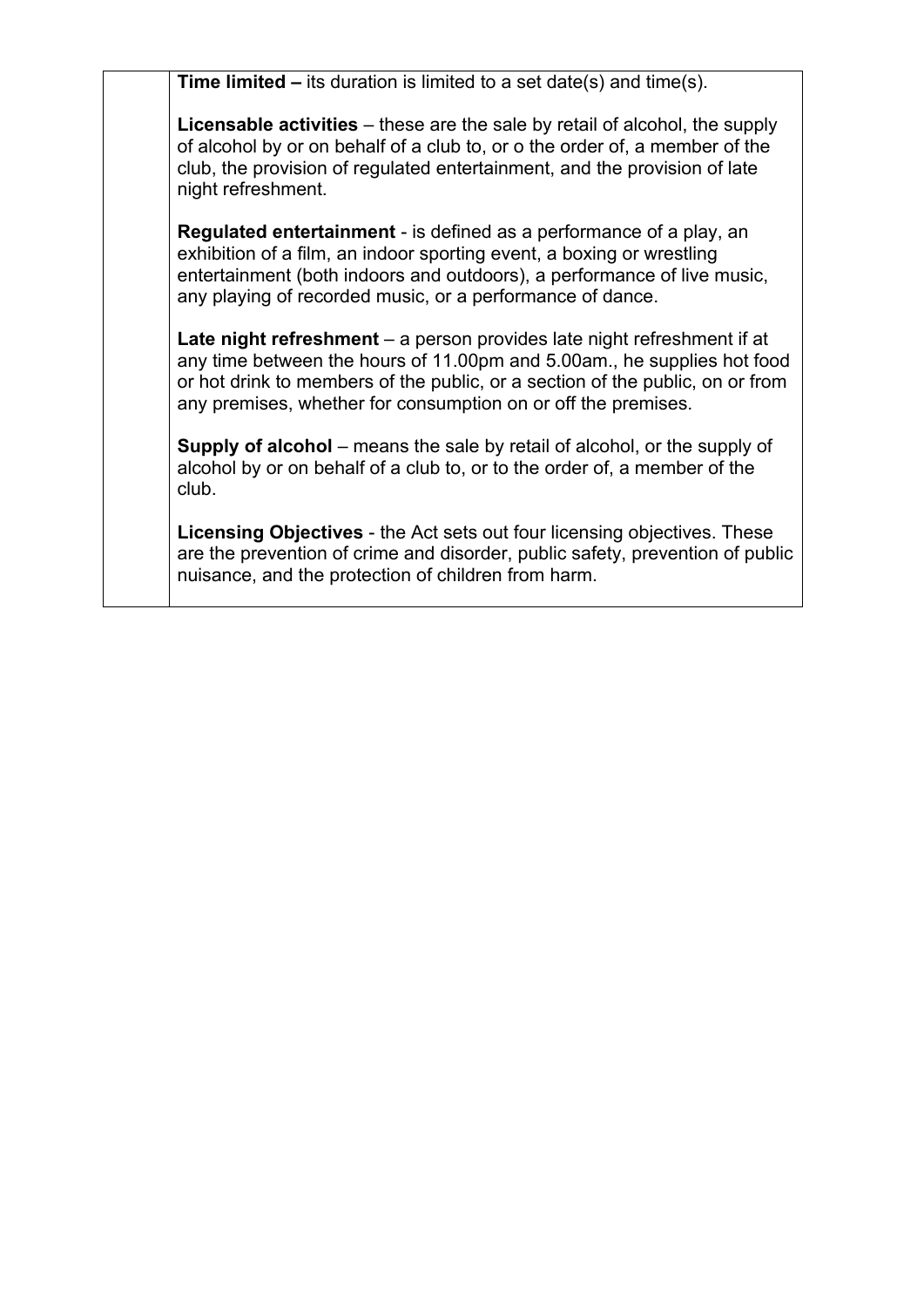| | |
|---|---|
| | **Time limited –** its duration is limited to a set date(s) and time(s).<br><br>**Licensable activities** – these are the sale by retail of alcohol, the supply of alcohol by or on behalf of a club to, or o the order of, a member of the club, the provision of regulated entertainment, and the provision of late night refreshment.<br><br>**Regulated entertainment** - is defined as a performance of a play, an exhibition of a film, an indoor sporting event, a boxing or wrestling entertainment (both indoors and outdoors), a performance of live music, any playing of recorded music, or a performance of dance.<br><br>**Late night refreshment** – a person provides late night refreshment if at any time between the hours of 11.00pm and 5.00am., he supplies hot food or hot drink to members of the public, or a section of the public, on or from any premises, whether for consumption on or off the premises.<br><br>**Supply of alcohol** – means the sale by retail of alcohol, or the supply of alcohol by or on behalf of a club to, or to the order of, a member of the club.<br><br>**Licensing Objectives** - the Act sets out four licensing objectives. These are the prevention of crime and disorder, public safety, prevention of public nuisance, and the protection of children from harm. |